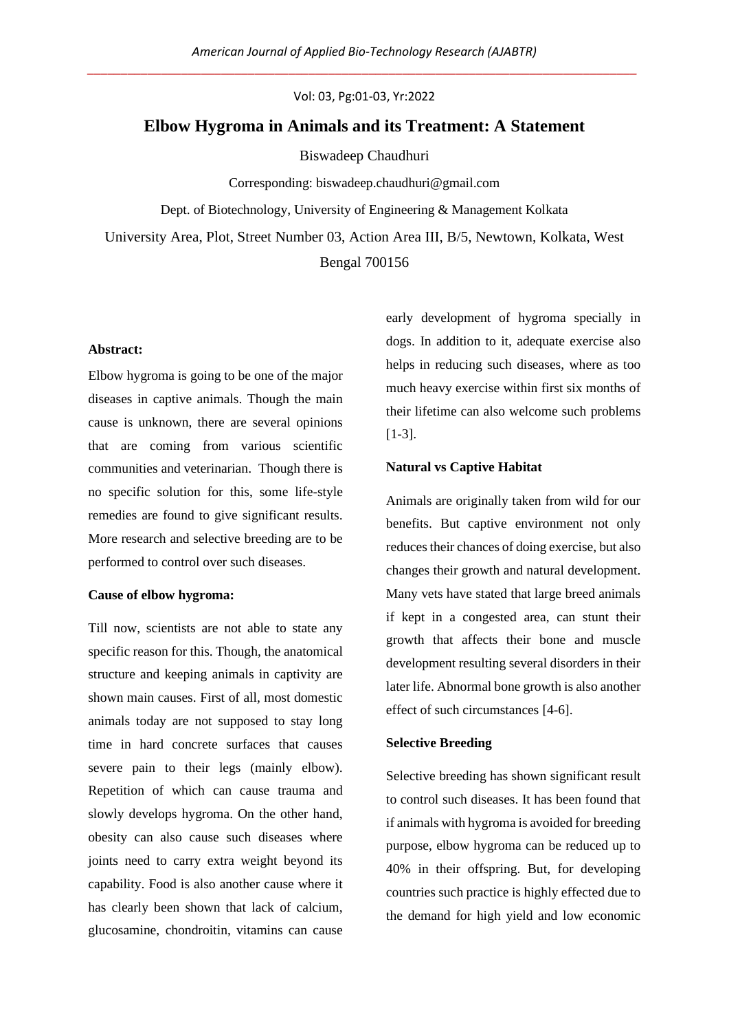# Elbow Hygroma in Animals and its Treatment: A Statement

Biswadeep Chaudhuri

Corresponding: biswadeep.chaudhuri@gmail.com

Dept. of Biotechnology, University of Engineering & Management Kolkata

University Area, Plot, Street Number 03, Action Area III, B/5, Newtown, Kolkata, West Bengal 700156

**Abstract:**

Elbow hygroma is going to be one of the major diseases in captive animals. Though the main cause is unknown, there are several opinions that are coming from various scientific communities and veterinarian. Though there is no specific solution for this, some life-style remedies are found to give significant results. More research and selective breeding are to be performed to control over such diseases.

**Cause of elbow hygroma:**

Till now, scientists are not able to state any specific reason for this. Though, the anatomical structure and keeping animals in captivity are shown main causes. First of all, most domestic animals today are not supposed to stay long time in hard concrete surfaces that causes severe pain to their legs (mainly elbow). Repetition of which can cause trauma and slowly develops hygroma. On the other hand, obesity can also cause such diseases where joints need to carry extra weight beyond its capability. Food is also another cause where it has clearly been shown that lack of calcium, glucosamine, chondroitin, vitamins can cause early development of hygroma specially in dogs. In addition to it, adequate exercise also helps in reducing such diseases, where as too much heavy exercise within first six months of their lifetime can also welcome such problems [1-3].

**Natural vs Captive Habitat**

Animals are originally taken from wild for our benefits. But captive environment not only reduces their chances of doing exercise, but also changes their growth and natural development. Many vets have stated that large breed animals if kept in a congested area, can stunt their growth that affects their bone and muscle development resulting several disorders in their later life. Abnormal bone growth is also another effect of such circumstances [4-6].

**Selective Breeding**

Selective breeding has shown significant result to control such diseases. It has been found that if animals with hygroma is avoided for breeding purpose, elbow hygroma can be reduced up to 40% in their offspring. But, for developing countries such practice is highly effected due to the demand for high yield and low economic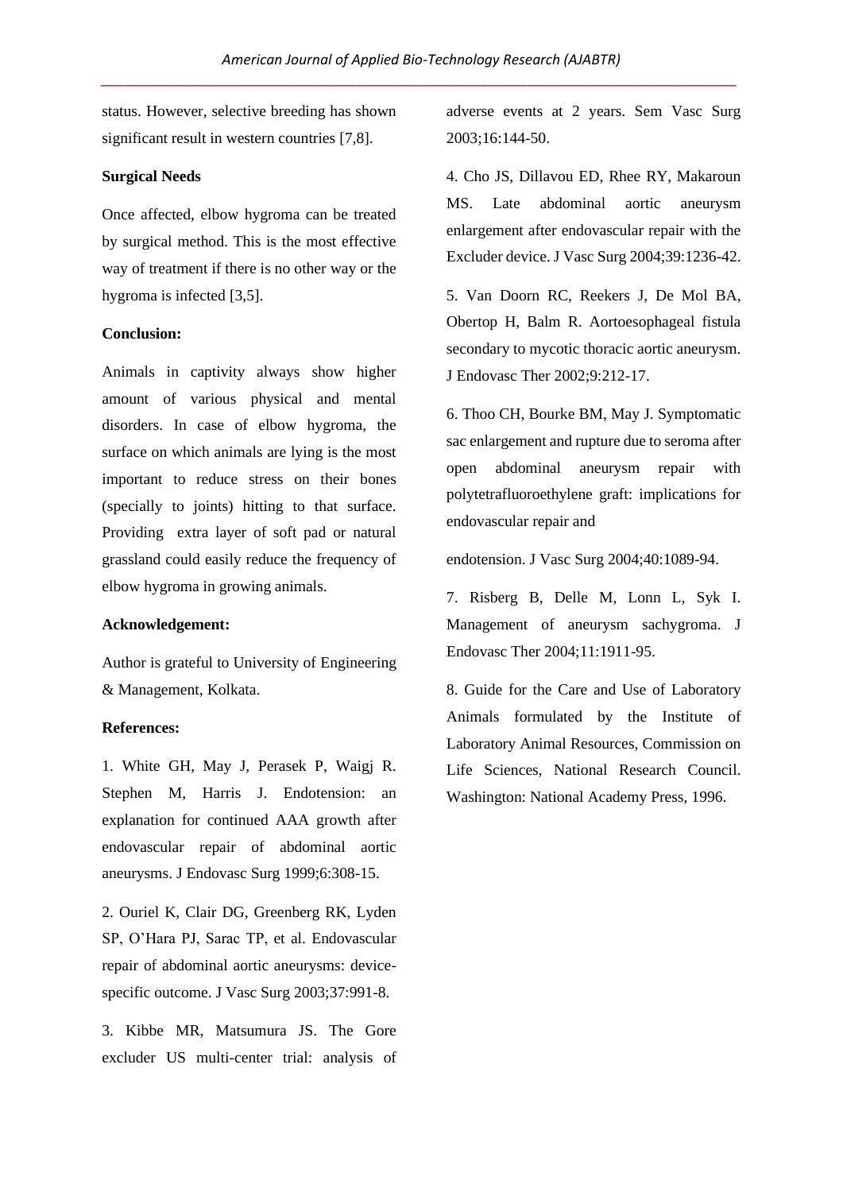status. However, selective breeding has shown significant result in western countries [7,8].

**Surgical Needs**

Once affected, elbow hygroma can be treated by surgical method. This is the most effective way of treatment if there is no other way or the hygroma is infected [3,5].

**Conclusion:**

Animals in captivity always show higher amount of various physical and mental disorders. In case of elbow hygroma, the surface on which animals are lying is the most important to reduce stress on their bones (specially to joints) hitting to that surface. Providing extra layer of soft pad or natural grassland could easily reduce the frequency of elbow hygroma in growing animals.

**Acknowledgement:**

Author is grateful to University of Engineering & Management, Kolkata.

**References:**

1. White GH, May J, Perasek P, Waigj R. Stephen M, Harris J. Endotension: an explanation for continued AAA growth after endovascular repair of abdominal aortic aneurysms. J Endovasc Surg 1999;6:308-15.

2. Ouriel K, Clair DG, Greenberg RK, Lyden SP, O'Hara PJ, Sarac TP, et al. Endovascular repair of abdominal aortic aneurysms: device-specific outcome. J Vasc Surg 2003;37:991-8.

3. Kibbe MR, Matsumura JS. The Gore excluder US multi-center trial: analysis of adverse events at 2 years. Sem Vasc Surg 2003;16:144-50.

4. Cho JS, Dillavou ED, Rhee RY, Makaroun MS. Late abdominal aortic aneurysm enlargement after endovascular repair with the Excluder device. J Vasc Surg 2004;39:1236-42.

5. Van Doorn RC, Reekers J, De Mol BA, Obertop H, Balm R. Aortoesophageal fistula secondary to mycotic thoracic aortic aneurysm. J Endovasc Ther 2002;9:212-17.

6. Thoo CH, Bourke BM, May J. Symptomatic sac enlargement and rupture due to seroma after open abdominal aneurysm repair with polytetrafluoroethylene graft: implications for endovascular repair and

endotension. J Vasc Surg 2004;40:1089-94.

7. Risberg B, Delle M, Lonn L, Syk I. Management of aneurysm sachygroma. J Endovasc Ther 2004;11:1911-95.

8. Guide for the Care and Use of Laboratory Animals formulated by the Institute of Laboratory Animal Resources, Commission on Life Sciences, National Research Council. Washington: National Academy Press, 1996.